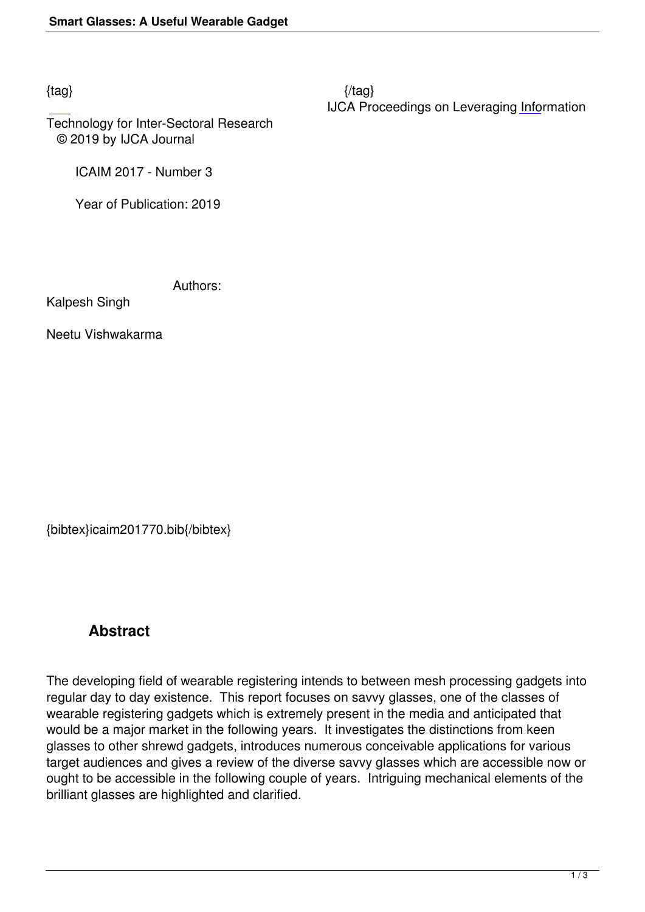{tag} {/tag}

IJCA Proceedings on Leveraging Information Technology for Inter-Sectoral Research

© 2019 by IJCA Journal

ICAIM 2017 - Number 3

Year of Publication: 2019

Authors:

Kalpesh Singh

Neetu Vishwakarma

{bibtex}icaim201770.bib{/bibtex}

## Abstract

The developing field of wearable registering intends to between mesh processing gadgets into regular day to day existence. This report focuses on savvy glasses, one of the classes of wearable registering gadgets which is extremely present in the media and anticipated that would be a major market in the following years. It investigates the distinctions from keen glasses to other shrewd gadgets, introduces numerous conceivable applications for various target audiences and gives a review of the diverse savvy glasses which are accessible now or ought to be accessible in the following couple of years. Intriguing mechanical elements of the brilliant glasses are highlighted and clarified.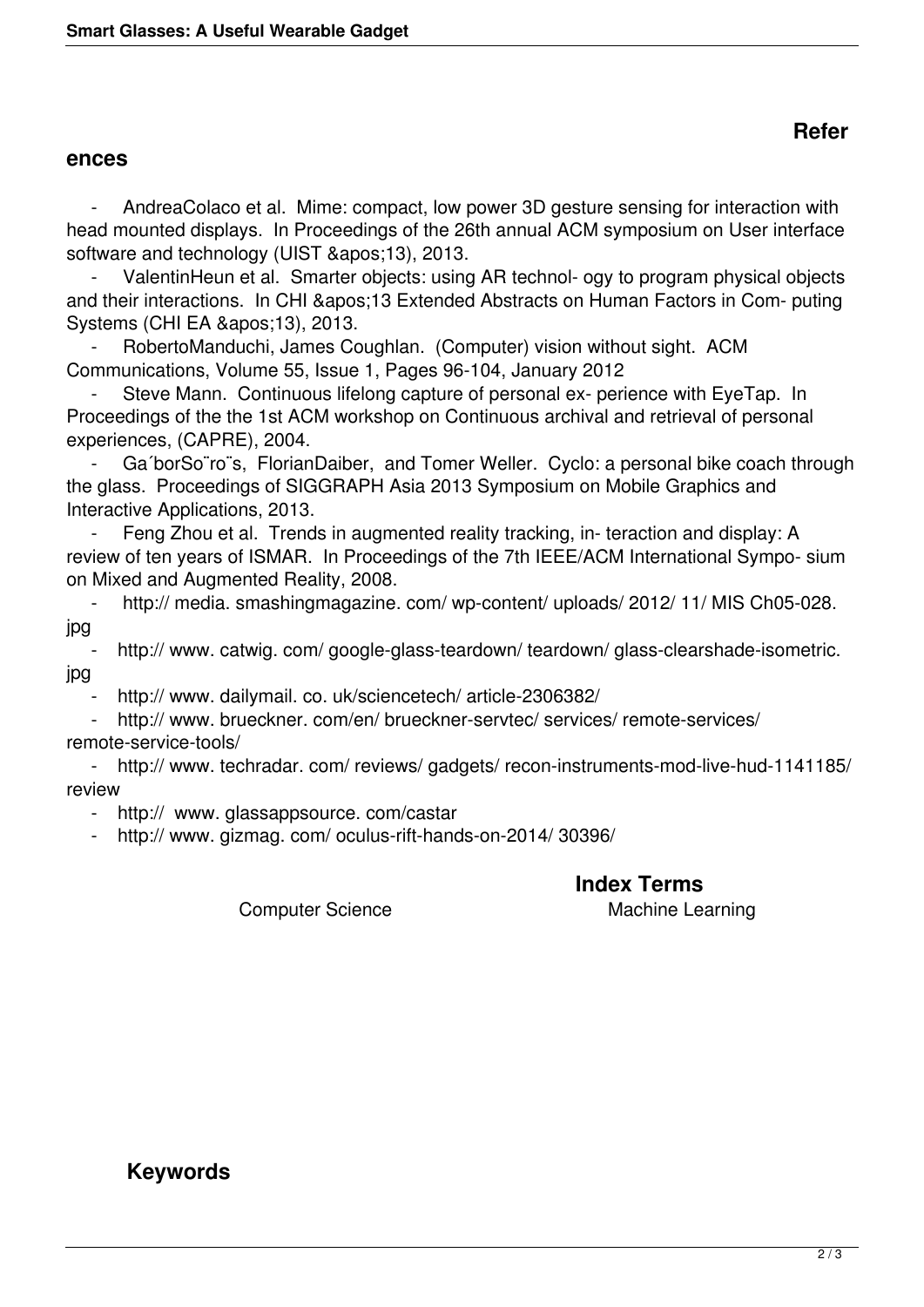## References

- AndreaColaco et al. Mime: compact, low power 3D gesture sensing for interaction with head mounted displays. In Proceedings of the 26th annual ACM symposium on User interface software and technology (UIST &apos;13), 2013.
- ValentinHeun et al. Smarter objects: using AR technol- ogy to program physical objects and their interactions. In CHI &apos;13 Extended Abstracts on Human Factors in Com- puting Systems (CHI EA &apos;13), 2013.
- RobertoManduchi, James Coughlan. (Computer) vision without sight. ACM Communications, Volume 55, Issue 1, Pages 96-104, January 2012
- Steve Mann. Continuous lifelong capture of personal ex- perience with EyeTap. In Proceedings of the the 1st ACM workshop on Continuous archival and retrieval of personal experiences, (CAPRE), 2004.
- Ga´borSo¨ro¨s, FlorianDaiber, and Tomer Weller. Cyclo: a personal bike coach through the glass. Proceedings of SIGGRAPH Asia 2013 Symposium on Mobile Graphics and Interactive Applications, 2013.
- Feng Zhou et al. Trends in augmented reality tracking, in- teraction and display: A review of ten years of ISMAR. In Proceedings of the 7th IEEE/ACM International Sympo- sium on Mixed and Augmented Reality, 2008.
- http:// media. smashingmagazine. com/ wp-content/ uploads/ 2012/ 11/ MIS Ch05-028. jpg
- http:// www. catwig. com/ google-glass-teardown/ teardown/ glass-clearshade-isometric. jpg
- http:// www. dailymail. co. uk/sciencetech/ article-2306382/
- http:// www. brueckner. com/en/ brueckner-servtec/ services/ remote-services/ remote-service-tools/
- http:// www. techradar. com/ reviews/ gadgets/ recon-instruments-mod-live-hud-1141185/ review
- http:// www. glassappsource. com/castar
- http:// www. gizmag. com/ oculus-rift-hands-on-2014/ 30396/

## Index Terms

Computer Science

Machine Learning

## Keywords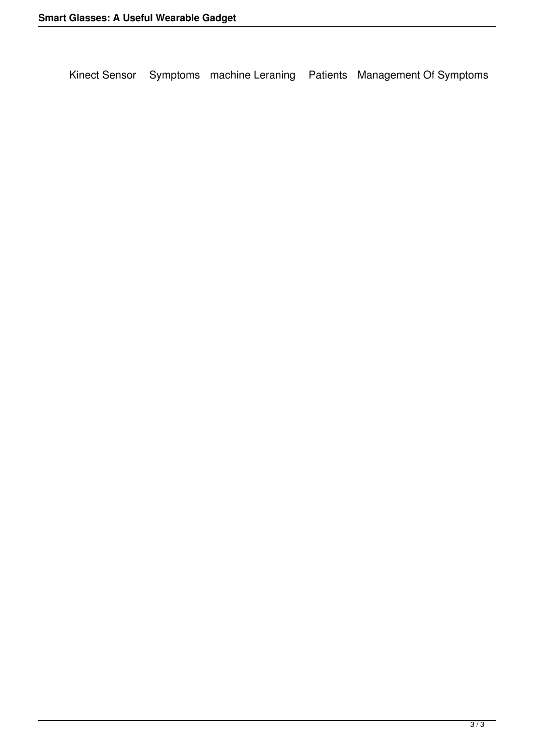Kinect Sensor   Symptoms   machine Leraning   Patients   Management Of Symptoms